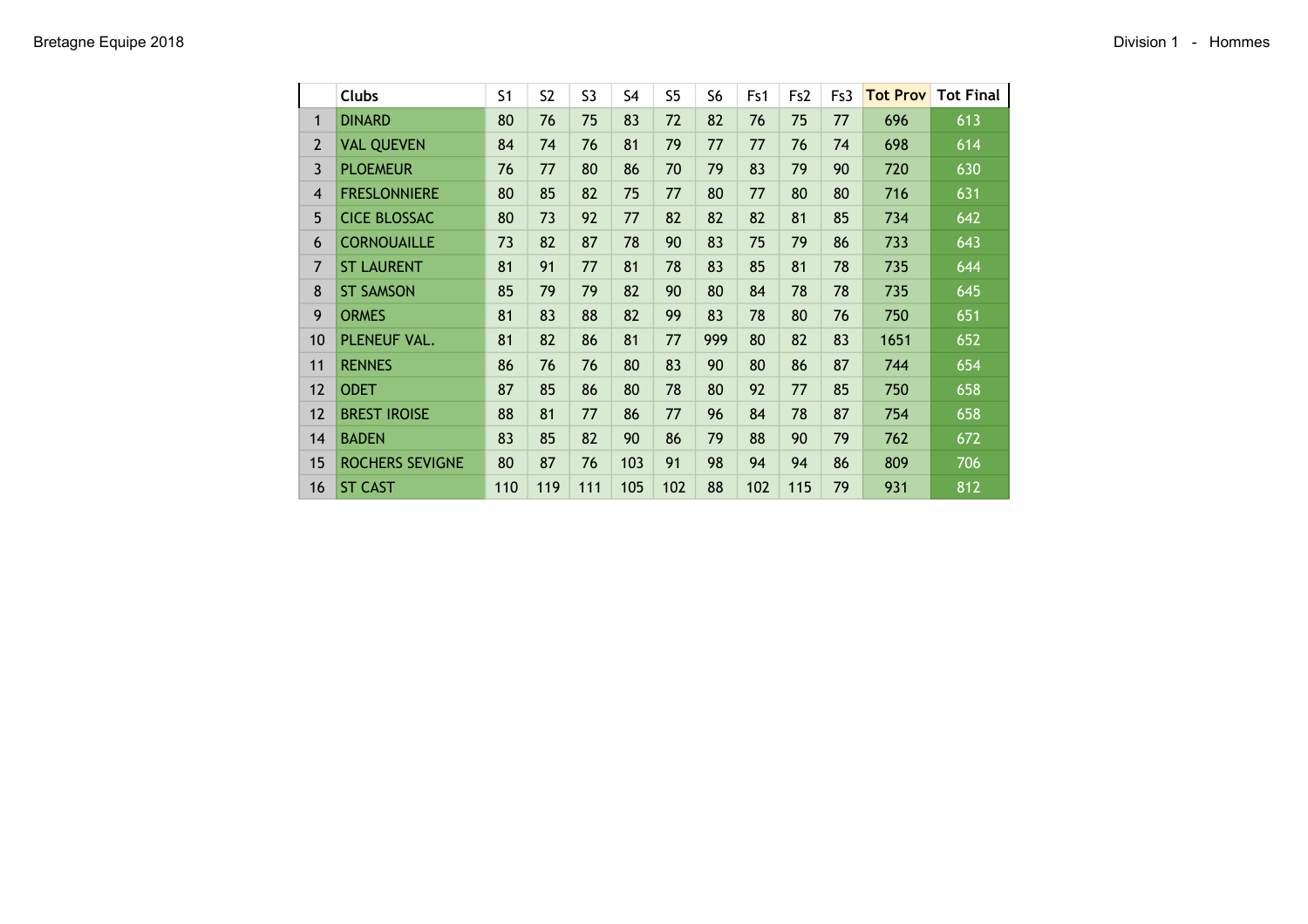Bretagne Equipe 2018

Division 1 - Hommes

|  | Clubs | S1 | S2 | S3 | S4 | S5 | S6 | Fs1 | Fs2 | Fs3 | Tot Prov | Tot Final |
|---|---|---|---|---|---|---|---|---|---|---|---|---|
| 1 | DINARD | 80 | 76 | 75 | 83 | 72 | 82 | 76 | 75 | 77 | 696 | 613 |
| 2 | VAL QUEVEN | 84 | 74 | 76 | 81 | 79 | 77 | 77 | 76 | 74 | 698 | 614 |
| 3 | PLOEMEUR | 76 | 77 | 80 | 86 | 70 | 79 | 83 | 79 | 90 | 720 | 630 |
| 4 | FRESLONNIERE | 80 | 85 | 82 | 75 | 77 | 80 | 77 | 80 | 80 | 716 | 631 |
| 5 | CICE BLOSSAC | 80 | 73 | 92 | 77 | 82 | 82 | 82 | 81 | 85 | 734 | 642 |
| 6 | CORNOUAILLE | 73 | 82 | 87 | 78 | 90 | 83 | 75 | 79 | 86 | 733 | 643 |
| 7 | ST LAURENT | 81 | 91 | 77 | 81 | 78 | 83 | 85 | 81 | 78 | 735 | 644 |
| 8 | ST SAMSON | 85 | 79 | 79 | 82 | 90 | 80 | 84 | 78 | 78 | 735 | 645 |
| 9 | ORMES | 81 | 83 | 88 | 82 | 99 | 83 | 78 | 80 | 76 | 750 | 651 |
| 10 | PLENEUF VAL. | 81 | 82 | 86 | 81 | 77 | 999 | 80 | 82 | 83 | 1651 | 652 |
| 11 | RENNES | 86 | 76 | 76 | 80 | 83 | 90 | 80 | 86 | 87 | 744 | 654 |
| 12 | ODET | 87 | 85 | 86 | 80 | 78 | 80 | 92 | 77 | 85 | 750 | 658 |
| 12 | BREST IROISE | 88 | 81 | 77 | 86 | 77 | 96 | 84 | 78 | 87 | 754 | 658 |
| 14 | BADEN | 83 | 85 | 82 | 90 | 86 | 79 | 88 | 90 | 79 | 762 | 672 |
| 15 | ROCHERS SEVIGNE | 80 | 87 | 76 | 103 | 91 | 98 | 94 | 94 | 86 | 809 | 706 |
| 16 | ST CAST | 110 | 119 | 111 | 105 | 102 | 88 | 102 | 115 | 79 | 931 | 812 |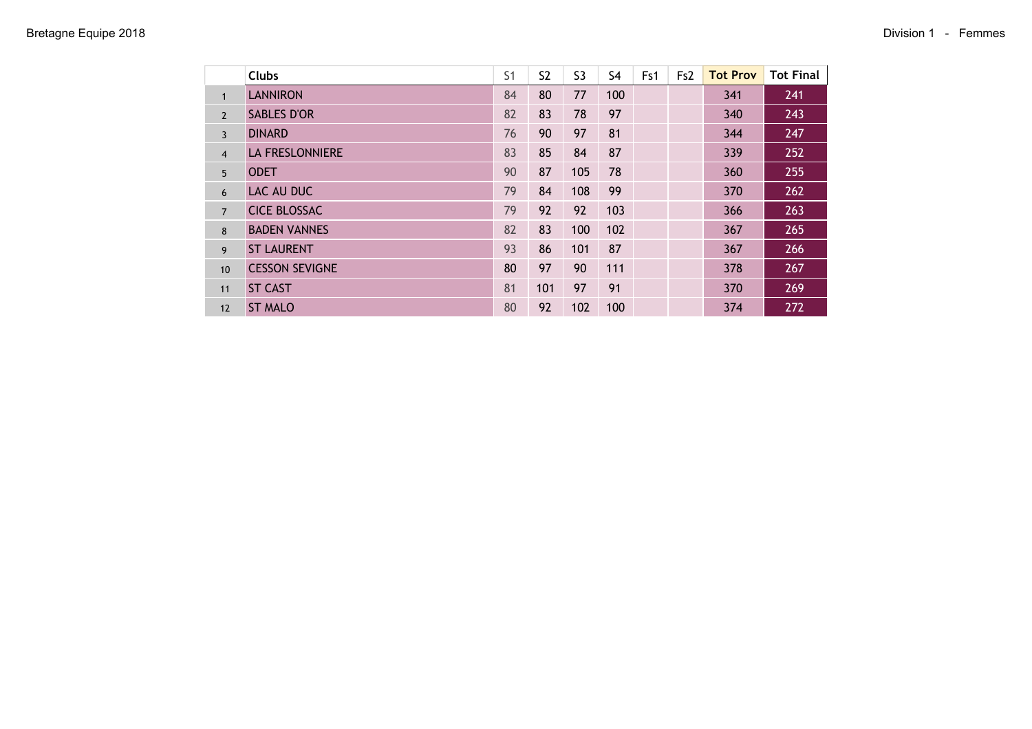Bretagne Equipe 2018

Division 1 - Femmes

| | Clubs | S1 | S2 | S3 | S4 | Fs1 | Fs2 | Tot Prov | Tot Final |
|---|---|---|---|---|---|---|---|---|---|
| 1 | LANNIRON | 84 | 80 | 77 | 100 | | | 341 | 241 |
| 2 | SABLES D'OR | 82 | 83 | 78 | 97 | | | 340 | 243 |
| 3 | DINARD | 76 | 90 | 97 | 81 | | | 344 | 247 |
| 4 | LA FRESLONNIERE | 83 | 85 | 84 | 87 | | | 339 | 252 |
| 5 | ODET | 90 | 87 | 105 | 78 | | | 360 | 255 |
| 6 | LAC AU DUC | 79 | 84 | 108 | 99 | | | 370 | 262 |
| 7 | CICE BLOSSAC | 79 | 92 | 92 | 103 | | | 366 | 263 |
| 8 | BADEN VANNES | 82 | 83 | 100 | 102 | | | 367 | 265 |
| 9 | ST LAURENT | 93 | 86 | 101 | 87 | | | 367 | 266 |
| 10 | CESSON SEVIGNE | 80 | 97 | 90 | 111 | | | 378 | 267 |
| 11 | ST CAST | 81 | 101 | 97 | 91 | | | 370 | 269 |
| 12 | ST MALO | 80 | 92 | 102 | 100 | | | 374 | 272 |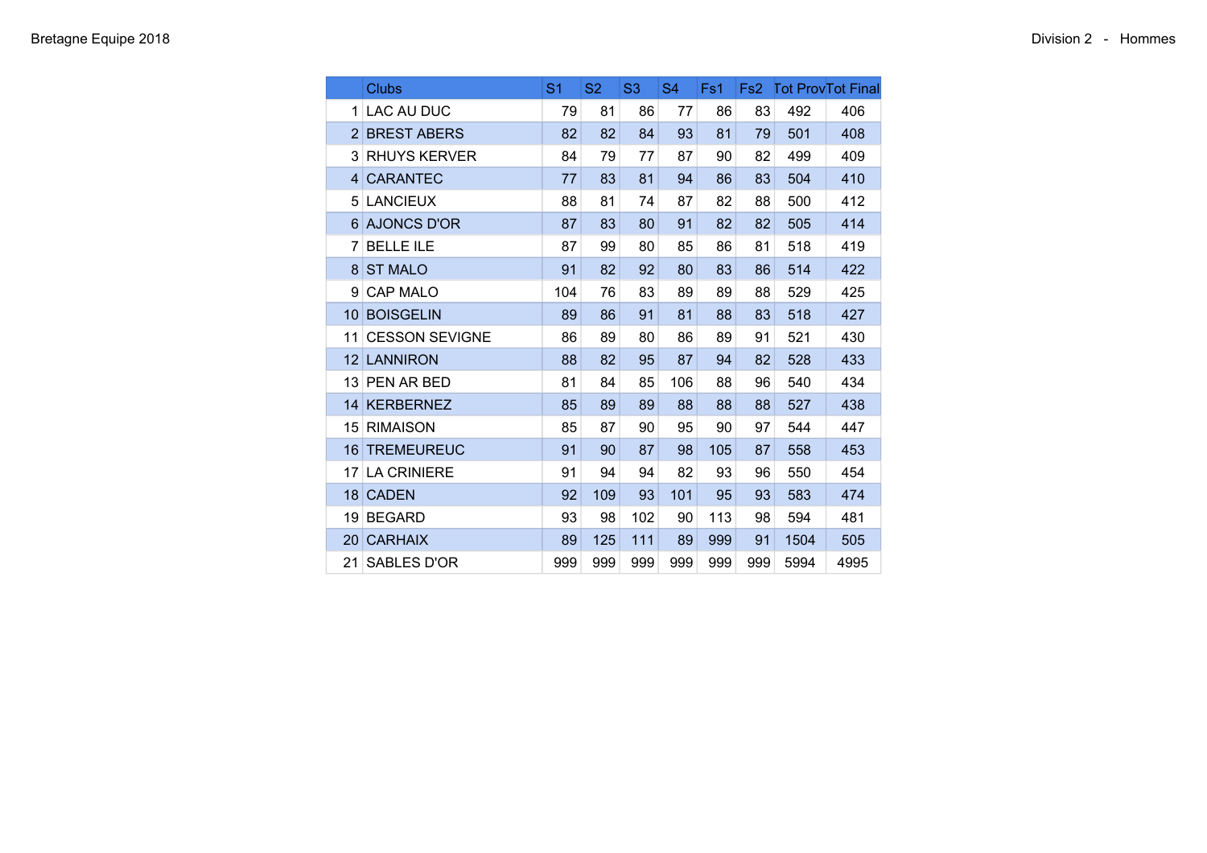Bretagne Equipe 2018

Division 2 - Hommes

| | Clubs | S1 | S2 | S3 | S4 | Fs1 | Fs2 | Tot Prov | Tot Final |
|---|---|---|---|---|---|---|---|---|---|
| 1 | LAC AU DUC | 79 | 81 | 86 | 77 | 86 | 83 | 492 | 406 |
| 2 | BREST ABERS | 82 | 82 | 84 | 93 | 81 | 79 | 501 | 408 |
| 3 | RHUYS KERVER | 84 | 79 | 77 | 87 | 90 | 82 | 499 | 409 |
| 4 | CARANTEC | 77 | 83 | 81 | 94 | 86 | 83 | 504 | 410 |
| 5 | LANCIEUX | 88 | 81 | 74 | 87 | 82 | 88 | 500 | 412 |
| 6 | AJONCS D'OR | 87 | 83 | 80 | 91 | 82 | 82 | 505 | 414 |
| 7 | BELLE ILE | 87 | 99 | 80 | 85 | 86 | 81 | 518 | 419 |
| 8 | ST MALO | 91 | 82 | 92 | 80 | 83 | 86 | 514 | 422 |
| 9 | CAP MALO | 104 | 76 | 83 | 89 | 89 | 88 | 529 | 425 |
| 10 | BOISGELIN | 89 | 86 | 91 | 81 | 88 | 83 | 518 | 427 |
| 11 | CESSON SEVIGNE | 86 | 89 | 80 | 86 | 89 | 91 | 521 | 430 |
| 12 | LANNIRON | 88 | 82 | 95 | 87 | 94 | 82 | 528 | 433 |
| 13 | PEN AR BED | 81 | 84 | 85 | 106 | 88 | 96 | 540 | 434 |
| 14 | KERBERNEZ | 85 | 89 | 89 | 88 | 88 | 88 | 527 | 438 |
| 15 | RIMAISON | 85 | 87 | 90 | 95 | 90 | 97 | 544 | 447 |
| 16 | TREMEUREUC | 91 | 90 | 87 | 98 | 105 | 87 | 558 | 453 |
| 17 | LA CRINIERE | 91 | 94 | 94 | 82 | 93 | 96 | 550 | 454 |
| 18 | CADEN | 92 | 109 | 93 | 101 | 95 | 93 | 583 | 474 |
| 19 | BEGARD | 93 | 98 | 102 | 90 | 113 | 98 | 594 | 481 |
| 20 | CARHAIX | 89 | 125 | 111 | 89 | 999 | 91 | 1504 | 505 |
| 21 | SABLES D'OR | 999 | 999 | 999 | 999 | 999 | 999 | 5994 | 4995 |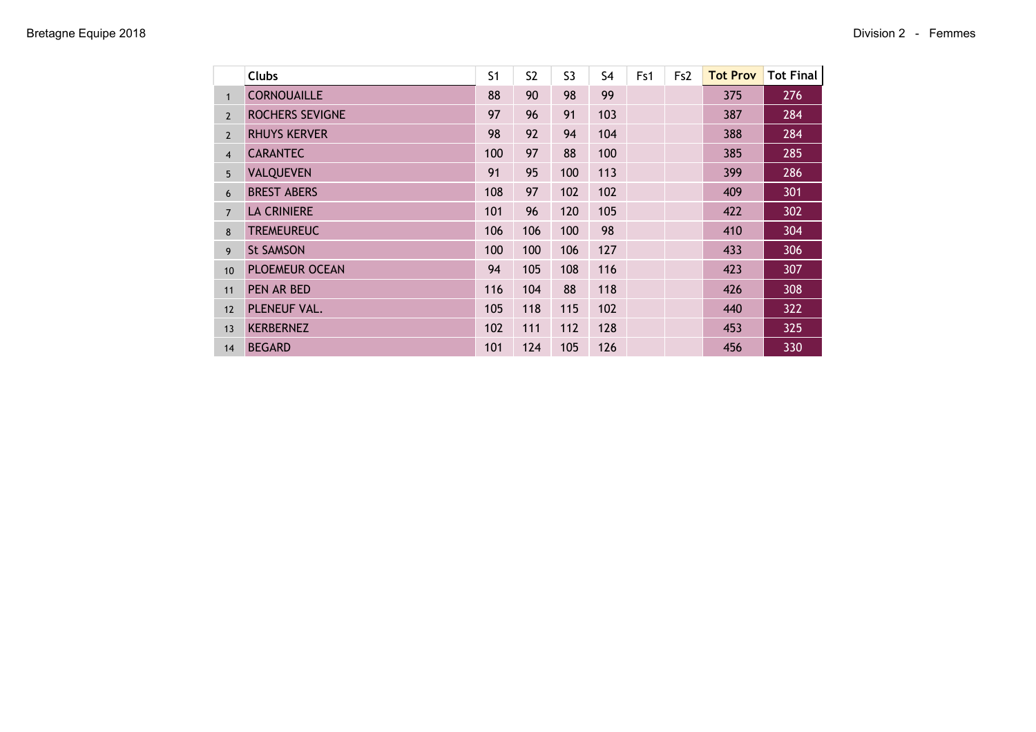Bretagne Equipe 2018

Division 2 - Femmes

| | Clubs | S1 | S2 | S3 | S4 | Fs1 | Fs2 | Tot Prov | Tot Final |
|---|---|---|---|---|---|---|---|---|---|
| 1 | CORNOUAILLE | 88 | 90 | 98 | 99 | | | 375 | 276 |
| 2 | ROCHERS SEVIGNE | 97 | 96 | 91 | 103 | | | 387 | 284 |
| 2 | RHUYS KERVER | 98 | 92 | 94 | 104 | | | 388 | 284 |
| 4 | CARANTEC | 100 | 97 | 88 | 100 | | | 385 | 285 |
| 5 | VALQUEVEN | 91 | 95 | 100 | 113 | | | 399 | 286 |
| 6 | BREST ABERS | 108 | 97 | 102 | 102 | | | 409 | 301 |
| 7 | LA CRINIERE | 101 | 96 | 120 | 105 | | | 422 | 302 |
| 8 | TREMEUREUC | 106 | 106 | 100 | 98 | | | 410 | 304 |
| 9 | St SAMSON | 100 | 100 | 106 | 127 | | | 433 | 306 |
| 10 | PLOEMEUR OCEAN | 94 | 105 | 108 | 116 | | | 423 | 307 |
| 11 | PEN AR BED | 116 | 104 | 88 | 118 | | | 426 | 308 |
| 12 | PLENEUF VAL. | 105 | 118 | 115 | 102 | | | 440 | 322 |
| 13 | KERBERNEZ | 102 | 111 | 112 | 128 | | | 453 | 325 |
| 14 | BEGARD | 101 | 124 | 105 | 126 | | | 456 | 330 |